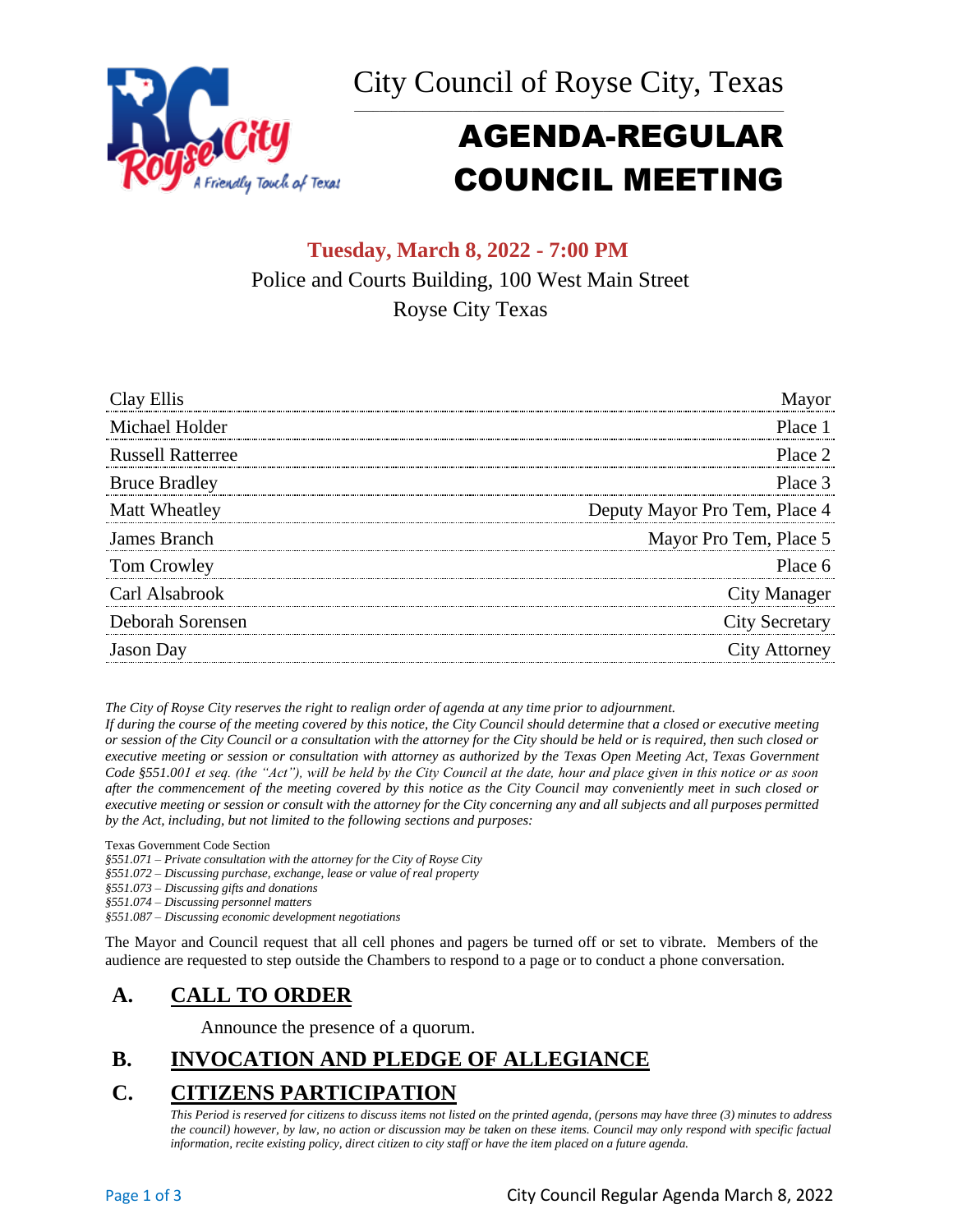# City Council of Royse City, Texas

# AGENDA-REGULAR COUNCIL MEETING

**Tuesday, March 8, 2022 - 7:00 PM**

Police and Courts Building, 100 West Main Street

Royse City Texas

| | |
|---|---|
| Clay Ellis | Mayor |
| Michael Holder | Place 1 |
| Russell Ratterree | Place 2 |
| Bruce Bradley | Place 3 |
| Matt Wheatley | Deputy Mayor Pro Tem, Place 4 |
| James Branch | Mayor Pro Tem, Place 5 |
| Tom Crowley | Place 6 |
| Carl Alsabrook | City Manager |
| Deborah Sorensen | City Secretary |
| Jason Day | City Attorney |

*The City of Royse City reserves the right to realign order of agenda at any time prior to adjournment.*

*If during the course of the meeting covered by this notice, the City Council should determine that a closed or executive meeting or session of the City Council or a consultation with the attorney for the City should be held or is required, then such closed or executive meeting or session or consultation with attorney as authorized by the Texas Open Meeting Act, Texas Government Code §551.001 et seq. (the "Act"), will be held by the City Council at the date, hour and place given in this notice or as soon after the commencement of the meeting covered by this notice as the City Council may conveniently meet in such closed or executive meeting or session or consult with the attorney for the City concerning any and all subjects and all purposes permitted by the Act, including, but not limited to the following sections and purposes:*

Texas Government Code Section

*§551.071 – Private consultation with the attorney for the City of Royse City*

*§551.072 – Discussing purchase, exchange, lease or value of real property*

*§551.073 – Discussing gifts and donations*

*§551.074 – Discussing personnel matters*

*§551.087 – Discussing economic development negotiations*

The Mayor and Council request that all cell phones and pagers be turned off or set to vibrate. Members of the audience are requested to step outside the Chambers to respond to a page or to conduct a phone conversation.

## A. CALL TO ORDER

Announce the presence of a quorum.

## B. INVOCATION AND PLEDGE OF ALLEGIANCE

## C. CITIZENS PARTICIPATION

*This Period is reserved for citizens to discuss items not listed on the printed agenda, (persons may have three (3) minutes to address the council) however, by law, no action or discussion may be taken on these items. Council may only respond with specific factual information, recite existing policy, direct citizen to city staff or have the item placed on a future agenda.*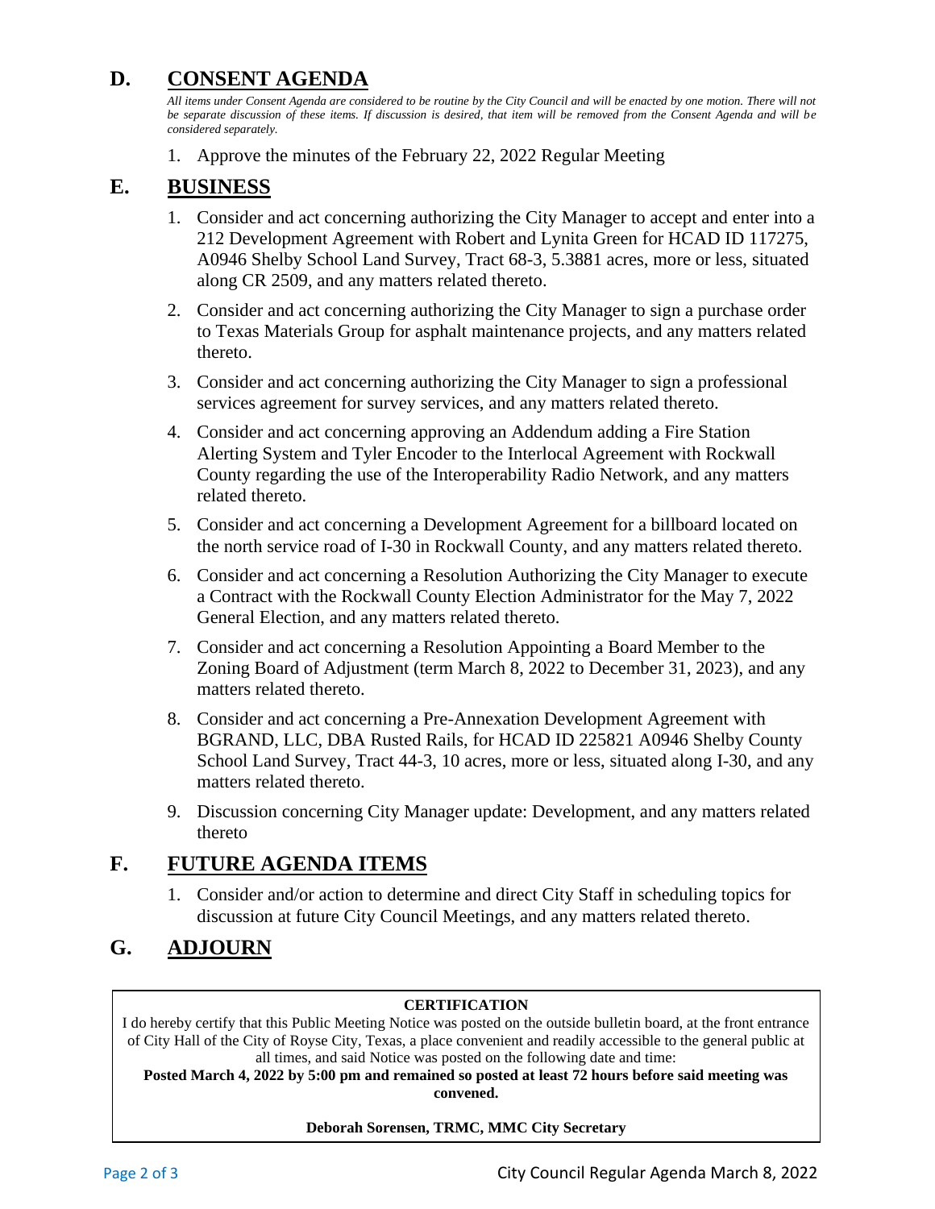## D. CONSENT AGENDA

*All items under Consent Agenda are considered to be routine by the City Council and will be enacted by one motion. There will not be separate discussion of these items. If discussion is desired, that item will be removed from the Consent Agenda and will be considered separately.*

1. Approve the minutes of the February 22, 2022 Regular Meeting

## E. BUSINESS

1. Consider and act concerning authorizing the City Manager to accept and enter into a 212 Development Agreement with Robert and Lynita Green for HCAD ID 117275, A0946 Shelby School Land Survey, Tract 68-3, 5.3881 acres, more or less, situated along CR 2509, and any matters related thereto.
2. Consider and act concerning authorizing the City Manager to sign a purchase order to Texas Materials Group for asphalt maintenance projects, and any matters related thereto.
3. Consider and act concerning authorizing the City Manager to sign a professional services agreement for survey services, and any matters related thereto.
4. Consider and act concerning approving an Addendum adding a Fire Station Alerting System and Tyler Encoder to the Interlocal Agreement with Rockwall County regarding the use of the Interoperability Radio Network, and any matters related thereto.
5. Consider and act concerning a Development Agreement for a billboard located on the north service road of I-30 in Rockwall County, and any matters related thereto.
6. Consider and act concerning a Resolution Authorizing the City Manager to execute a Contract with the Rockwall County Election Administrator for the May 7, 2022 General Election, and any matters related thereto.
7. Consider and act concerning a Resolution Appointing a Board Member to the Zoning Board of Adjustment (term March 8, 2022 to December 31, 2023), and any matters related thereto.
8. Consider and act concerning a Pre-Annexation Development Agreement with BGRAND, LLC, DBA Rusted Rails, for HCAD ID 225821 A0946 Shelby County School Land Survey, Tract 44-3, 10 acres, more or less, situated along I-30, and any matters related thereto.
9. Discussion concerning City Manager update: Development, and any matters related thereto

## F. FUTURE AGENDA ITEMS

1. Consider and/or action to determine and direct City Staff in scheduling topics for discussion at future City Council Meetings, and any matters related thereto.

## G. ADJOURN

**CERTIFICATION**

I do hereby certify that this Public Meeting Notice was posted on the outside bulletin board, at the front entrance of City Hall of the City of Royse City, Texas, a place convenient and readily accessible to the general public at all times, and said Notice was posted on the following date and time:

**Posted March 4, 2022 by 5:00 pm and remained so posted at least 72 hours before said meeting was convened.**

**Deborah Sorensen, TRMC, MMC City Secretary**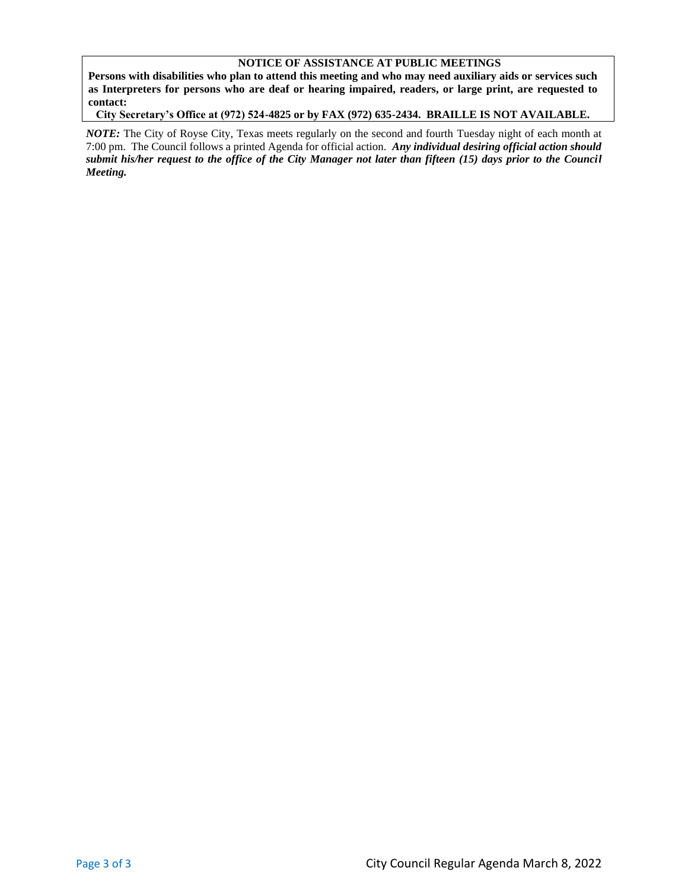**NOTICE OF ASSISTANCE AT PUBLIC MEETINGS**

**Persons with disabilities who plan to attend this meeting and who may need auxiliary aids or services such as Interpreters for persons who are deaf or hearing impaired, readers, or large print, are requested to contact:**

**City Secretary's Office at (972) 524-4825 or by FAX (972) 635-2434. BRAILLE IS NOT AVAILABLE.**

***NOTE:*** The City of Royse City, Texas meets regularly on the second and fourth Tuesday night of each month at 7:00 pm. The Council follows a printed Agenda for official action. ***Any individual desiring official action should submit his/her request to the office of the City Manager not later than fifteen (15) days prior to the Council Meeting.***